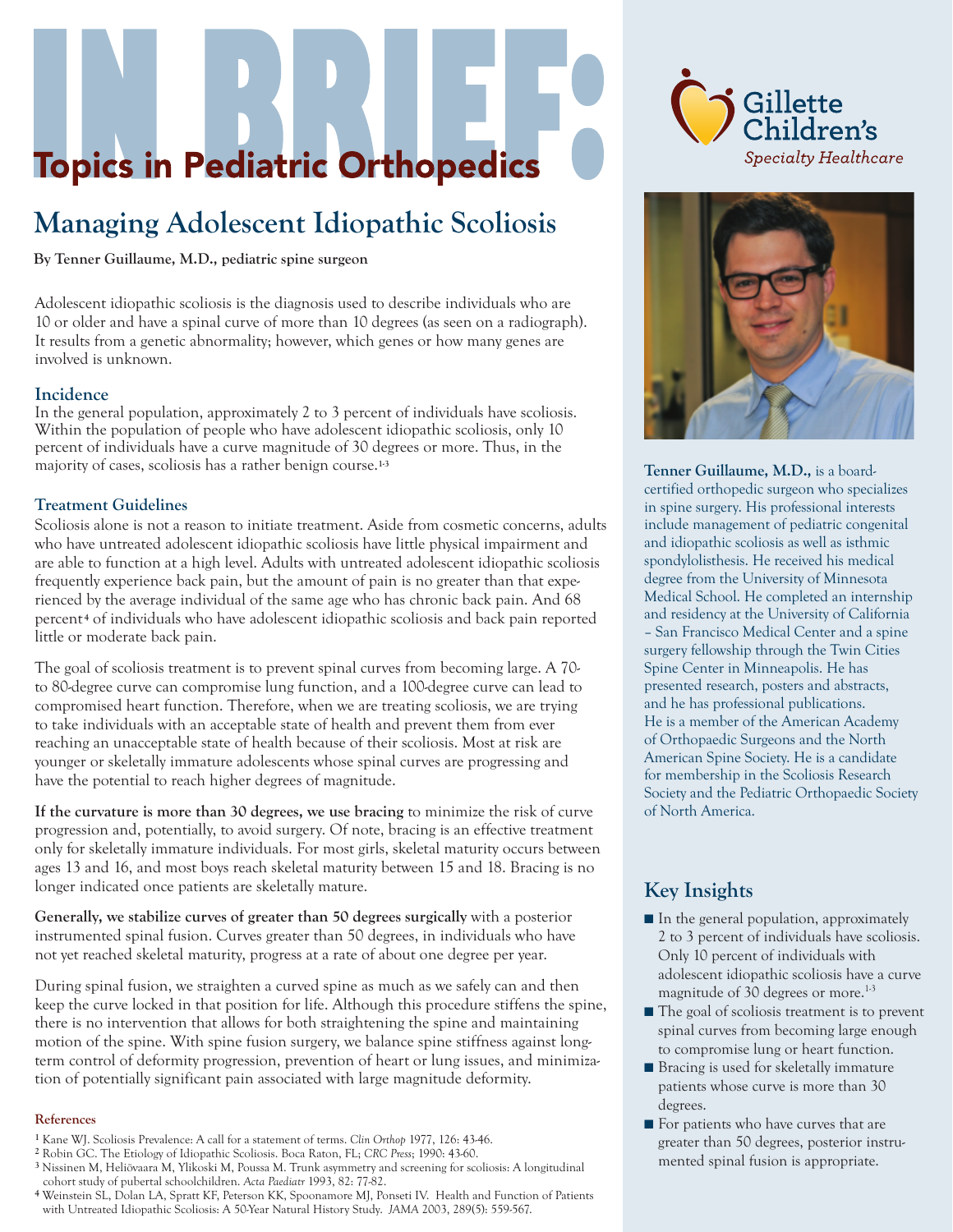# IN BRIEF: Topics in Pediatric Orthopedics

Gillette Children's Specialty Healthcare

## Managing Adolescent Idiopathic Scoliosis

**By Tenner Guillaume, M.D., pediatric spine surgeon**

Adolescent idiopathic scoliosis is the diagnosis used to describe individuals who are 10 or older and have a spinal curve of more than 10 degrees (as seen on a radiograph). It results from a genetic abnormality; however, which genes or how many genes are involved is unknown.

### Incidence

In the general population, approximately 2 to 3 percent of individuals have scoliosis. Within the population of people who have adolescent idiopathic scoliosis, only 10 percent of individuals have a curve magnitude of 30 degrees or more. Thus, in the majority of cases, scoliosis has a rather benign course.[1-3]

### Treatment Guidelines

Scoliosis alone is not a reason to initiate treatment. Aside from cosmetic concerns, adults who have untreated adolescent idiopathic scoliosis have little physical impairment and are able to function at a high level. Adults with untreated adolescent idiopathic scoliosis frequently experience back pain, but the amount of pain is no greater than that experienced by the average individual of the same age who has chronic back pain. And 68 percent[4] of individuals who have adolescent idiopathic scoliosis and back pain reported little or moderate back pain.

The goal of scoliosis treatment is to prevent spinal curves from becoming large. A 70- to 80-degree curve can compromise lung function, and a 100-degree curve can lead to compromised heart function. Therefore, when we are treating scoliosis, we are trying to take individuals with an acceptable state of health and prevent them from ever reaching an unacceptable state of health because of their scoliosis. Most at risk are younger or skeletally immature adolescents whose spinal curves are progressing and have the potential to reach higher degrees of magnitude.

**If the curvature is more than 30 degrees, we use bracing** to minimize the risk of curve progression and, potentially, to avoid surgery. Of note, bracing is an effective treatment only for skeletally immature individuals. For most girls, skeletal maturity occurs between ages 13 and 16, and most boys reach skeletal maturity between 15 and 18. Bracing is no longer indicated once patients are skeletally mature.

**Generally, we stabilize curves of greater than 50 degrees surgically** with a posterior instrumented spinal fusion. Curves greater than 50 degrees, in individuals who have not yet reached skeletal maturity, progress at a rate of about one degree per year.

During spinal fusion, we straighten a curved spine as much as we safely can and then keep the curve locked in that position for life. Although this procedure stiffens the spine, there is no intervention that allows for both straightening the spine and maintaining motion of the spine. With spine fusion surgery, we balance spine stiffness against long-term control of deformity progression, prevention of heart or lung issues, and minimization of potentially significant pain associated with large magnitude deformity.

#### References

1. Kane WJ. Scoliosis Prevalence: A call for a statement of terms. *Clin Orthop* 1977, 126: 43-46.
2. Robin GC. The Etiology of Idiopathic Scoliosis. Boca Raton, FL; *CRC Press*; 1990: 43-60.
3. Nissinen M, Heliövaara M, Ylikoski M, Poussa M. Trunk asymmetry and screening for scoliosis: A longitudinal cohort study of pubertal schoolchildren. *Acta Paediatr* 1993, 82: 77-82.
4. Weinstein SL, Dolan LA, Spratt KF, Peterson KK, Spoonamore MJ, Ponseti IV. Health and Function of Patients with Untreated Idiopathic Scoliosis: A 50-Year Natural History Study. *JAMA* 2003, 289(5): 559-567.

**Tenner Guillaume, M.D.,** is a board-certified orthopedic surgeon who specializes in spine surgery. His professional interests include management of pediatric congenital and idiopathic scoliosis as well as isthmic spondylolisthesis. He received his medical degree from the University of Minnesota Medical School. He completed an internship and residency at the University of California – San Francisco Medical Center and a spine surgery fellowship through the Twin Cities Spine Center in Minneapolis. He has presented research, posters and abstracts, and he has professional publications. He is a member of the American Academy of Orthopaedic Surgeons and the North American Spine Society. He is a candidate for membership in the Scoliosis Research Society and the Pediatric Orthopaedic Society of North America.

### Key Insights

- In the general population, approximately 2 to 3 percent of individuals have scoliosis. Only 10 percent of individuals with adolescent idiopathic scoliosis have a curve magnitude of 30 degrees or more.[1-3]
- The goal of scoliosis treatment is to prevent spinal curves from becoming large enough to compromise lung or heart function.
- Bracing is used for skeletally immature patients whose curve is more than 30 degrees.
- For patients who have curves that are greater than 50 degrees, posterior instrumented spinal fusion is appropriate.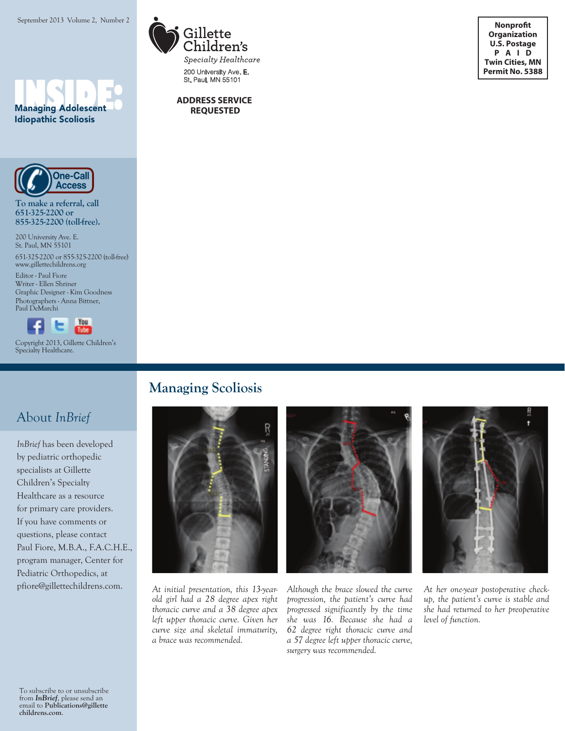September 2013 Volume 2, Number 2

# INSIDE:

**Managing Adolescent Idiopathic Scoliosis**

Gillette Children's
*Specialty Healthcare*
200 University Ave. E.
St. Paul, MN 55101

**ADDRESS SERVICE REQUESTED**

**Nonprofit Organization
U.S. Postage
P A I D
Twin Cities, MN
Permit No. 5388**

One-Call Access

To make a referral, call 651-325-2200 or 855-325-2200 (toll-free).

200 University Ave. E.
St. Paul, MN 55101

651-325-2200 or 855-325-2200 (toll-free)
www.gillettechildrens.org

Editor - Paul Fiore
Writer - Ellen Shriner
Graphic Designer - Kim Goodness
Photographers - Anna Bittner, Paul DeMarchi

Copyright 2013, Gillette Children's Specialty Healthcare.

## About *InBrief*

*InBrief* has been developed by pediatric orthopedic specialists at Gillette Children's Specialty Healthcare as a resource for primary care providers. If you have comments or questions, please contact Paul Fiore, M.B.A., F.A.C.H.E., program manager, Center for Pediatric Orthopedics, at pfiore@gillettechildrens.com.

To subscribe to or unsubscribe from ***InBrief***, please send an email to **Publications@gillettechildrens.com**.

## Managing Scoliosis

*At initial presentation, this 13-year-old girl had a 28 degree apex right thoracic curve and a 38 degree apex left upper thoracic curve. Given her curve size and skeletal immaturity, a brace was recommended.*

*Although the brace slowed the curve progression, the patient's curve had progressed significantly by the time she was 16. Because she had a 62 degree right thoracic curve and a 57 degree left upper thoracic curve, surgery was recommended.*

*At her one-year postoperative check-up, the patient's curve is stable and she had returned to her preoperative level of function.*